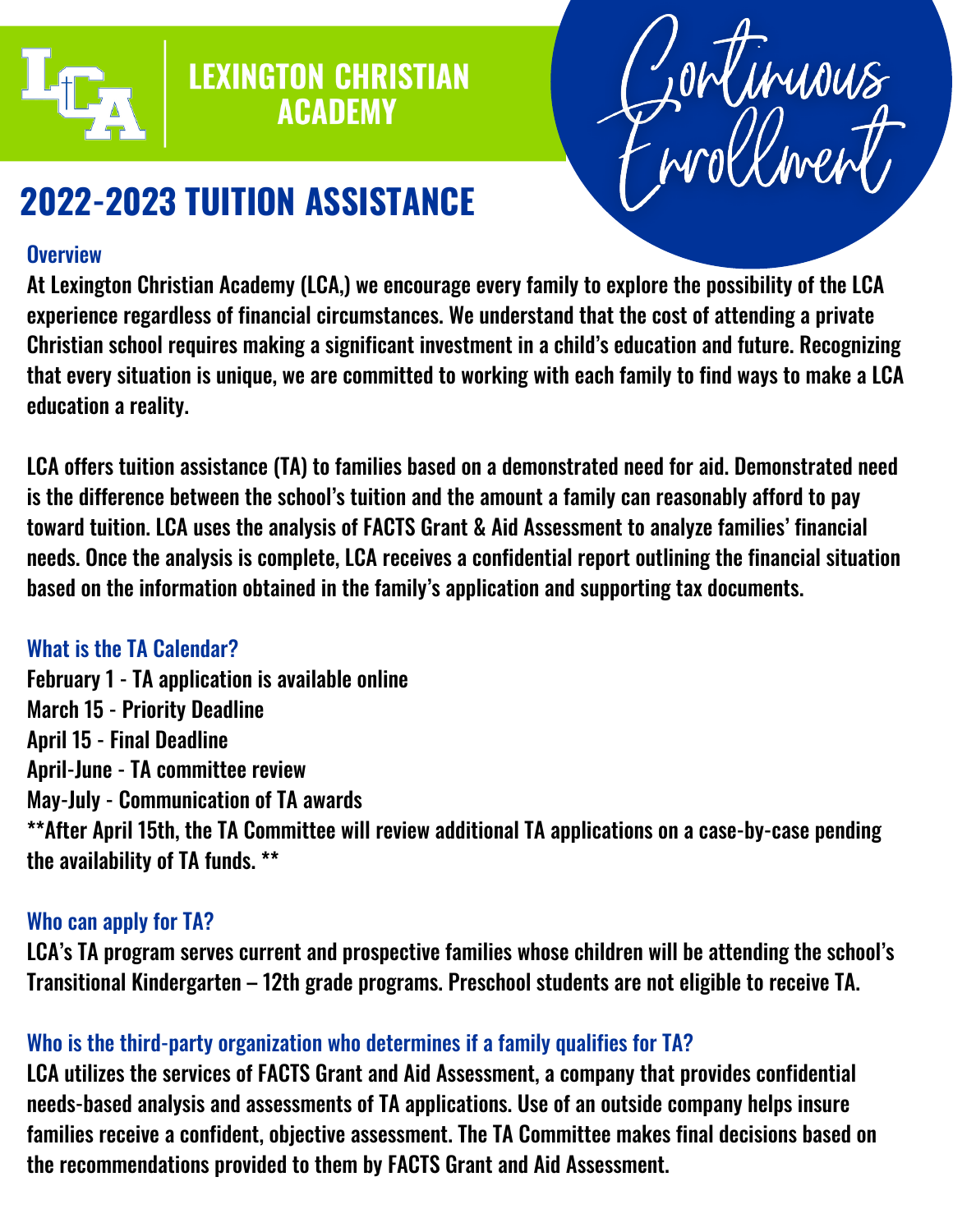# LEXINGTON CHRISTIAN ACADEMY

Continuous Enrollment

## 2022-2023 TUITION ASSISTANCE

### Overview

At Lexington Christian Academy (LCA,) we encourage every family to explore the possibility of the LCA experience regardless of financial circumstances. We understand that the cost of attending a private Christian school requires making a significant investment in a child's education and future. Recognizing that every situation is unique, we are committed to working with each family to find ways to make a LCA education a reality.

LCA offers tuition assistance (TA) to families based on a demonstrated need for aid. Demonstrated need is the difference between the school's tuition and the amount a family can reasonably afford to pay toward tuition. LCA uses the analysis of FACTS Grant & Aid Assessment to analyze families' financial needs. Once the analysis is complete, LCA receives a confidential report outlining the financial situation based on the information obtained in the family's application and supporting tax documents.

### What is the TA Calendar?

February 1 - TA application is available online
March 15 - Priority Deadline
April 15 - Final Deadline
April-June - TA committee review
May-July - Communication of TA awards
**After April 15th, the TA Committee will review additional TA applications on a case-by-case pending the availability of TA funds. **

### Who can apply for TA?

LCA's TA program serves current and prospective families whose children will be attending the school's Transitional Kindergarten – 12th grade programs. Preschool students are not eligible to receive TA.

### Who is the third-party organization who determines if a family qualifies for TA?

LCA utilizes the services of FACTS Grant and Aid Assessment, a company that provides confidential needs-based analysis and assessments of TA applications. Use of an outside company helps insure families receive a confident, objective assessment. The TA Committee makes final decisions based on the recommendations provided to them by FACTS Grant and Aid Assessment.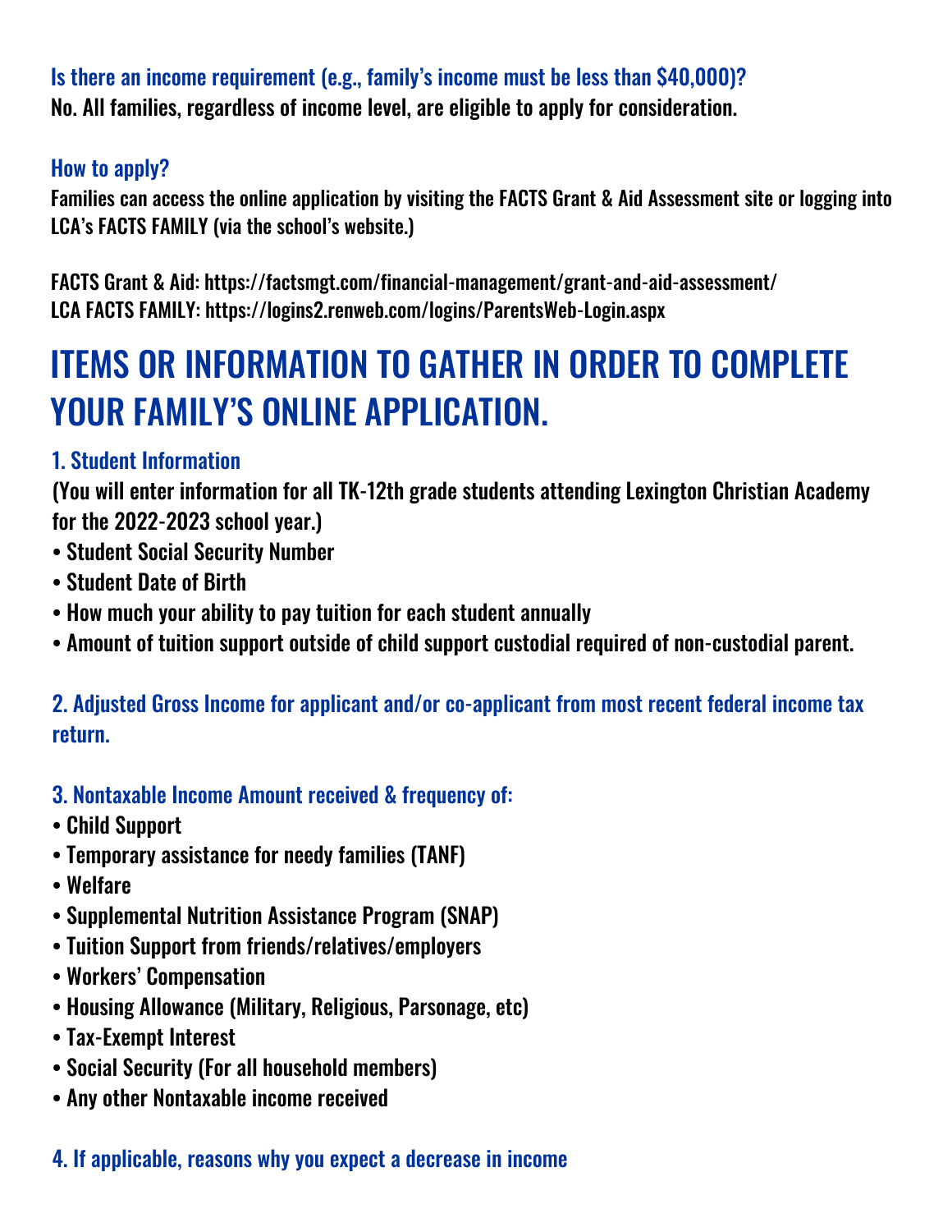### Is there an income requirement (e.g., family's income must be less than $40,000)?

No. All families, regardless of income level, are eligible to apply for consideration.

### How to apply?

Families can access the online application by visiting the FACTS Grant & Aid Assessment site or logging into LCA's FACTS FAMILY (via the school's website.)

FACTS Grant & Aid: https://factsmgt.com/financial-management/grant-and-aid-assessment/
LCA FACTS FAMILY: https://logins2.renweb.com/logins/ParentsWeb-Login.aspx

# ITEMS OR INFORMATION TO GATHER IN ORDER TO COMPLETE YOUR FAMILY'S ONLINE APPLICATION.

### 1. Student Information

(You will enter information for all TK-12th grade students attending Lexington Christian Academy for the 2022-2023 school year.)

- Student Social Security Number
- Student Date of Birth
- How much your ability to pay tuition for each student annually
- Amount of tuition support outside of child support custodial required of non-custodial parent.

### 2. Adjusted Gross Income for applicant and/or co-applicant from most recent federal income tax return.

### 3. Nontaxable Income Amount received & frequency of:

- Child Support
- Temporary assistance for needy families (TANF)
- Welfare
- Supplemental Nutrition Assistance Program (SNAP)
- Tuition Support from friends/relatives/employers
- Workers' Compensation
- Housing Allowance (Military, Religious, Parsonage, etc)
- Tax-Exempt Interest
- Social Security (For all household members)
- Any other Nontaxable income received

### 4. If applicable, reasons why you expect a decrease in income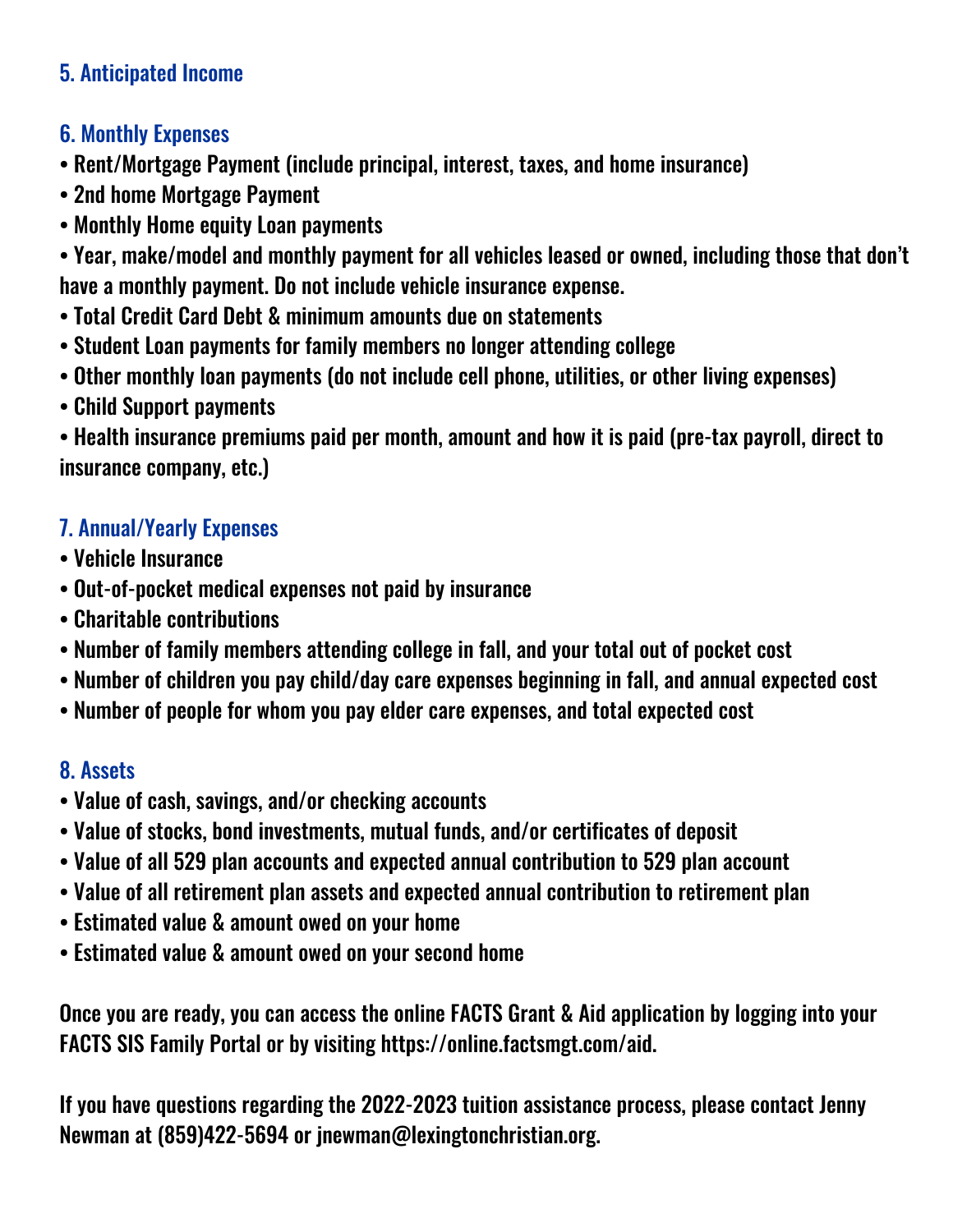### 5. Anticipated Income

### 6. Monthly Expenses

- Rent/Mortgage Payment (include principal, interest, taxes, and home insurance)
- 2nd home Mortgage Payment
- Monthly Home equity Loan payments
- Year, make/model and monthly payment for all vehicles leased or owned, including those that don't have a monthly payment. Do not include vehicle insurance expense.
- Total Credit Card Debt & minimum amounts due on statements
- Student Loan payments for family members no longer attending college
- Other monthly loan payments (do not include cell phone, utilities, or other living expenses)
- Child Support payments
- Health insurance premiums paid per month, amount and how it is paid (pre-tax payroll, direct to insurance company, etc.)

### 7. Annual/Yearly Expenses

- Vehicle Insurance
- Out-of-pocket medical expenses not paid by insurance
- Charitable contributions
- Number of family members attending college in fall, and your total out of pocket cost
- Number of children you pay child/day care expenses beginning in fall, and annual expected cost
- Number of people for whom you pay elder care expenses, and total expected cost

### 8. Assets

- Value of cash, savings, and/or checking accounts
- Value of stocks, bond investments, mutual funds, and/or certificates of deposit
- Value of all 529 plan accounts and expected annual contribution to 529 plan account
- Value of all retirement plan assets and expected annual contribution to retirement plan
- Estimated value & amount owed on your home
- Estimated value & amount owed on your second home

Once you are ready, you can access the online FACTS Grant & Aid application by logging into your FACTS SIS Family Portal or by visiting https://online.factsmgt.com/aid.

If you have questions regarding the 2022-2023 tuition assistance process, please contact Jenny Newman at (859)422-5694 or jnewman@lexingtonchristian.org.